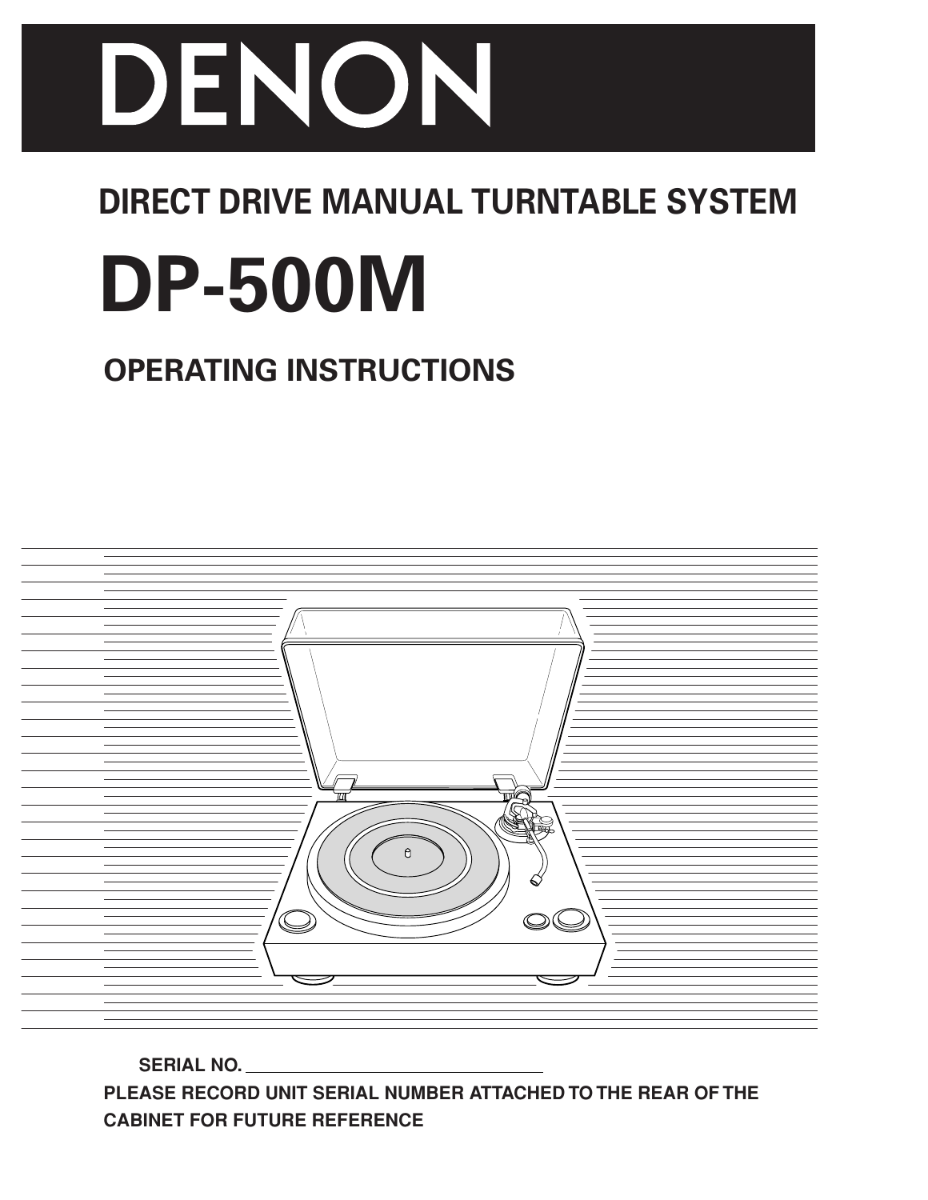# DENON

## DIRECT DRIVE MANUAL TURNTABLE SYSTEM

# DP-500M

## OPERATING INSTRUCTIONS

**SERIAL NO.** ______________________________

**PLEASE RECORD UNIT SERIAL NUMBER ATTACHED TO THE REAR OF THE CABINET FOR FUTURE REFERENCE**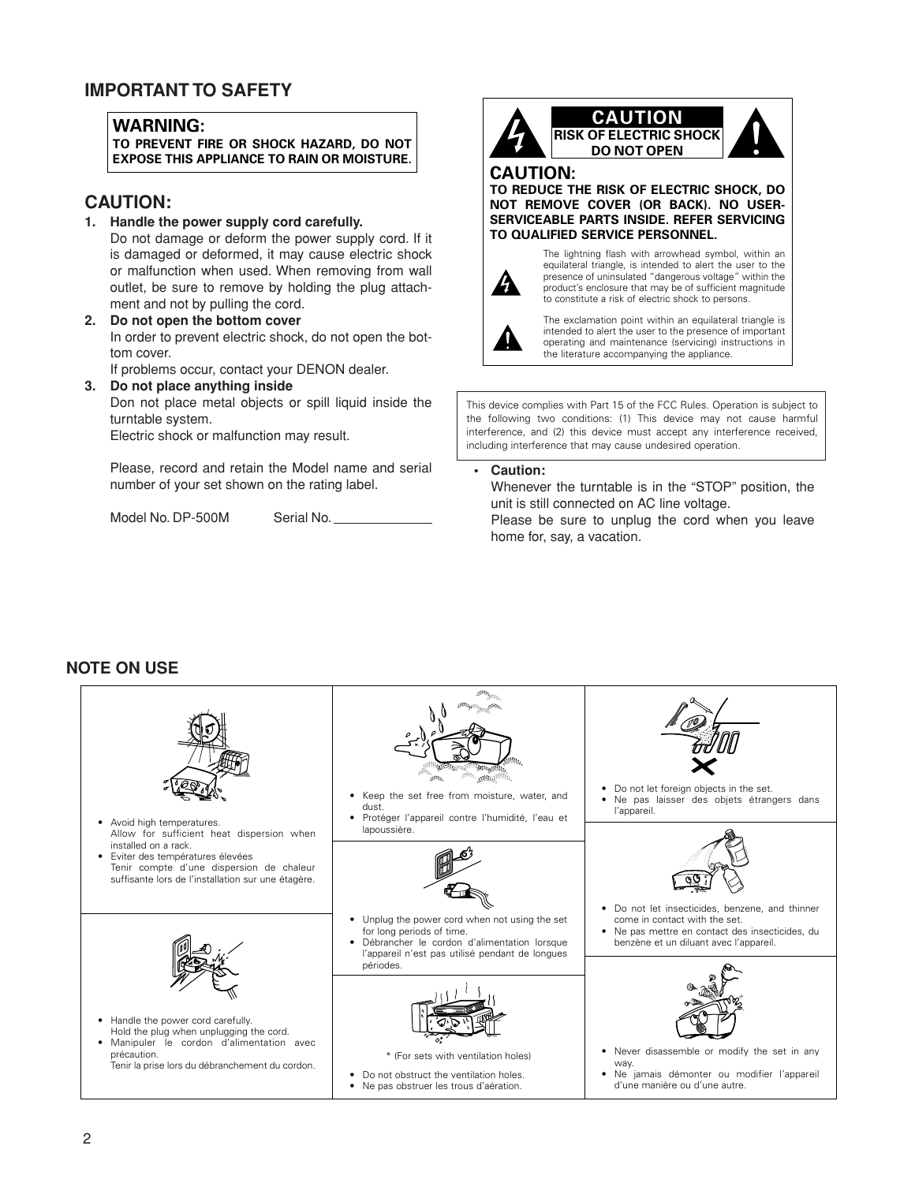## IMPORTANT TO SAFETY

**WARNING:**
**TO PREVENT FIRE OR SHOCK HAZARD, DO NOT EXPOSE THIS APPLIANCE TO RAIN OR MOISTURE.**

### CAUTION:

1. **Handle the power supply cord carefully.**
   Do not damage or deform the power supply cord. If it is damaged or deformed, it may cause electric shock or malfunction when used. When removing from wall outlet, be sure to remove by holding the plug attachment and not by pulling the cord.
2. **Do not open the bottom cover**
   In order to prevent electric shock, do not open the bottom cover.
   If problems occur, contact your DENON dealer.
3. **Do not place anything inside**
   Don not place metal objects or spill liquid inside the turntable system.
   Electric shock or malfunction may result.

   Please, record and retain the Model name and serial number of your set shown on the rating label.

   Model No. DP-500M Serial No. ____________

**CAUTION**
**RISK OF ELECTRIC SHOCK DO NOT OPEN**

**CAUTION:**
**TO REDUCE THE RISK OF ELECTRIC SHOCK, DO NOT REMOVE COVER (OR BACK). NO USER-SERVICEABLE PARTS INSIDE. REFER SERVICING TO QUALIFIED SERVICE PERSONNEL.**

The lightning flash with arrowhead symbol, within an equilateral triangle, is intended to alert the user to the presence of uninsulated "dangerous voltage" within the product's enclosure that may be of sufficient magnitude to constitute a risk of electric shock to persons.

The exclamation point within an equilateral triangle is intended to alert the user to the presence of important operating and maintenance (servicing) instructions in the literature accompanying the appliance.

This device complies with Part 15 of the FCC Rules. Operation is subject to the following two conditions: (1) This device may not cause harmful interference, and (2) this device must accept any interference received, including interference that may cause undesired operation.

- **Caution:**
  Whenever the turntable is in the "STOP" position, the unit is still connected on AC line voltage.
  Please be sure to unplug the cord when you leave home for, say, a vacation.

## NOTE ON USE

- Avoid high temperatures.
  Allow for sufficient heat dispersion when installed on a rack.
- Eviter des températures élevées
  Tenir compte d'une dispersion de chaleur suffisante lors de l'installation sur une étagère.

- Handle the power cord carefully.
  Hold the plug when unplugging the cord.
- Manipuler le cordon d'alimentation avec précaution.
  Tenir la prise lors du débranchement du cordon.

- Keep the set free from moisture, water, and dust.
- Protéger l'appareil contre l'humidité, l'eau et lapoussière.

- Unplug the power cord when not using the set for long periods of time.
- Débrancher le cordon d'alimentation lorsque l'appareil n'est pas utilisé pendant de longues périodes.

\* (For sets with ventilation holes)

- Do not obstruct the ventilation holes.
- Ne pas obstruer les trous d'aération.

- Do not let foreign objects in the set.
- Ne pas laisser des objets étrangers dans l'appareil.

- Do not let insecticides, benzene, and thinner come in contact with the set.
- Ne pas mettre en contact des insecticides, du benzène et un diluant avec l'appareil.

- Never disassemble or modify the set in any way.
- Ne jamais démonter ou modifier l'appareil d'une manière ou d'une autre.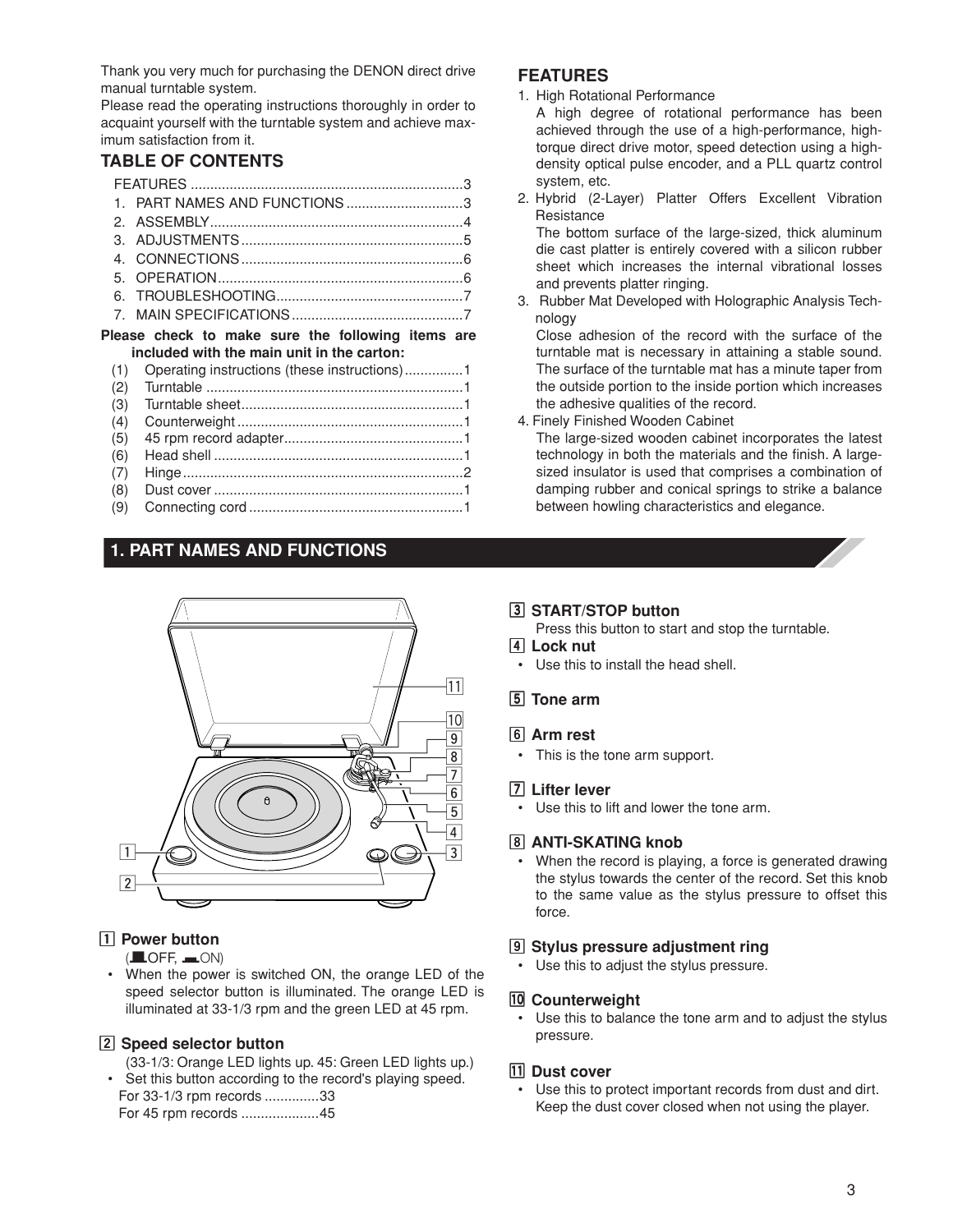Thank you very much for purchasing the DENON direct drive manual turntable system.
Please read the operating instructions thoroughly in order to acquaint yourself with the turntable system and achieve maximum satisfaction from it.

## TABLE OF CONTENTS

FEATURES ..... 3
1. PART NAMES AND FUNCTIONS ..... 3
2. ASSEMBLY ..... 4
3. ADJUSTMENTS ..... 5
4. CONNECTIONS ..... 6
5. OPERATION ..... 6
6. TROUBLESHOOTING ..... 7
7. MAIN SPECIFICATIONS ..... 7

**Please check to make sure the following items are included with the main unit in the carton:**

(1) Operating instructions (these instructions) ..... 1
(2) Turntable ..... 1
(3) Turntable sheet ..... 1
(4) Counterweight ..... 1
(5) 45 rpm record adapter ..... 1
(6) Head shell ..... 1
(7) Hinge ..... 2
(8) Dust cover ..... 1
(9) Connecting cord ..... 1

## FEATURES

1. High Rotational Performance
   A high degree of rotational performance has been achieved through the use of a high-performance, high-torque direct drive motor, speed detection using a high-density optical pulse encoder, and a PLL quartz control system, etc.
2. Hybrid (2-Layer) Platter Offers Excellent Vibration Resistance
   The bottom surface of the large-sized, thick aluminum die cast platter is entirely covered with a silicon rubber sheet which increases the internal vibrational losses and prevents platter ringing.
3. Rubber Mat Developed with Holographic Analysis Technology
   Close adhesion of the record with the surface of the turntable mat is necessary in attaining a stable sound. The surface of the turntable mat has a minute taper from the outside portion to the inside portion which increases the adhesive qualities of the record.
4. Finely Finished Wooden Cabinet
   The large-sized wooden cabinet incorporates the latest technology in both the materials and the finish. A large-sized insulator is used that comprises a combination of damping rubber and conical springs to strike a balance between howling characteristics and elegance.

## 1. PART NAMES AND FUNCTIONS

### 1 Power button
(■ OFF, ▬ ON)
- When the power is switched ON, the orange LED of the speed selector button is illuminated. The orange LED is illuminated at 33-1/3 rpm and the green LED at 45 rpm.

### 2 Speed selector button
(33-1/3: Orange LED lights up. 45: Green LED lights up.)
- Set this button according to the record's playing speed.
  For 33-1/3 rpm records ..... 33
  For 45 rpm records ..... 45

### 3 START/STOP button
Press this button to start and stop the turntable.

### 4 Lock nut
- Use this to install the head shell.

### 5 Tone arm

### 6 Arm rest
- This is the tone arm support.

### 7 Lifter lever
- Use this to lift and lower the tone arm.

### 8 ANTI-SKATING knob
- When the record is playing, a force is generated drawing the stylus towards the center of the record. Set this knob to the same value as the stylus pressure to offset this force.

### 9 Stylus pressure adjustment ring
- Use this to adjust the stylus pressure.

### 10 Counterweight
- Use this to balance the tone arm and to adjust the stylus pressure.

### 11 Dust cover
- Use this to protect important records from dust and dirt. Keep the dust cover closed when not using the player.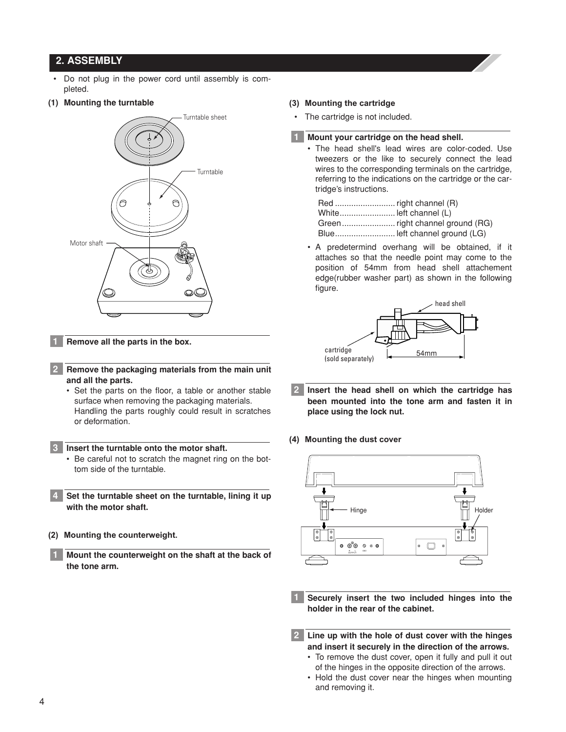## 2. ASSEMBLY

- Do not plug in the power cord until assembly is completed.

### (1) Mounting the turntable

**1 Remove all the parts in the box.**

**2 Remove the packaging materials from the main unit and all the parts.**

- Set the parts on the floor, a table or another stable surface when removing the packaging materials. Handling the parts roughly could result in scratches or deformation.

**3 Insert the turntable onto the motor shaft.**

- Be careful not to scratch the magnet ring on the bottom side of the turntable.

**4 Set the turntable sheet on the turntable, lining it up with the motor shaft.**

### (2) Mounting the counterweight.

**1 Mount the counterweight on the shaft at the back of the tone arm.**

### (3) Mounting the cartridge

- The cartridge is not included.

**1 Mount your cartridge on the head shell.**

- The head shell's lead wires are color-coded. Use tweezers or the like to securely connect the lead wires to the corresponding terminals on the cartridge, referring to the indications on the cartridge or the cartridge's instructions.

  Red .......................... right channel (R)
  White........................ left channel (L)
  Green....................... right channel ground (RG)
  Blue.......................... left channel ground (LG)

- A predetermind overhang will be obtained, if it attaches so that the needle point may come to the position of 54mm from head shell attachement edge(rubber washer part) as shown in the following figure.

**2 Insert the head shell on which the cartridge has been mounted into the tone arm and fasten it in place using the lock nut.**

### (4) Mounting the dust cover

**1 Securely insert the two included hinges into the holder in the rear of the cabinet.**

**2 Line up with the hole of dust cover with the hinges and insert it securely in the direction of the arrows.**

- To remove the dust cover, open it fully and pull it out of the hinges in the opposite direction of the arrows.
- Hold the dust cover near the hinges when mounting and removing it.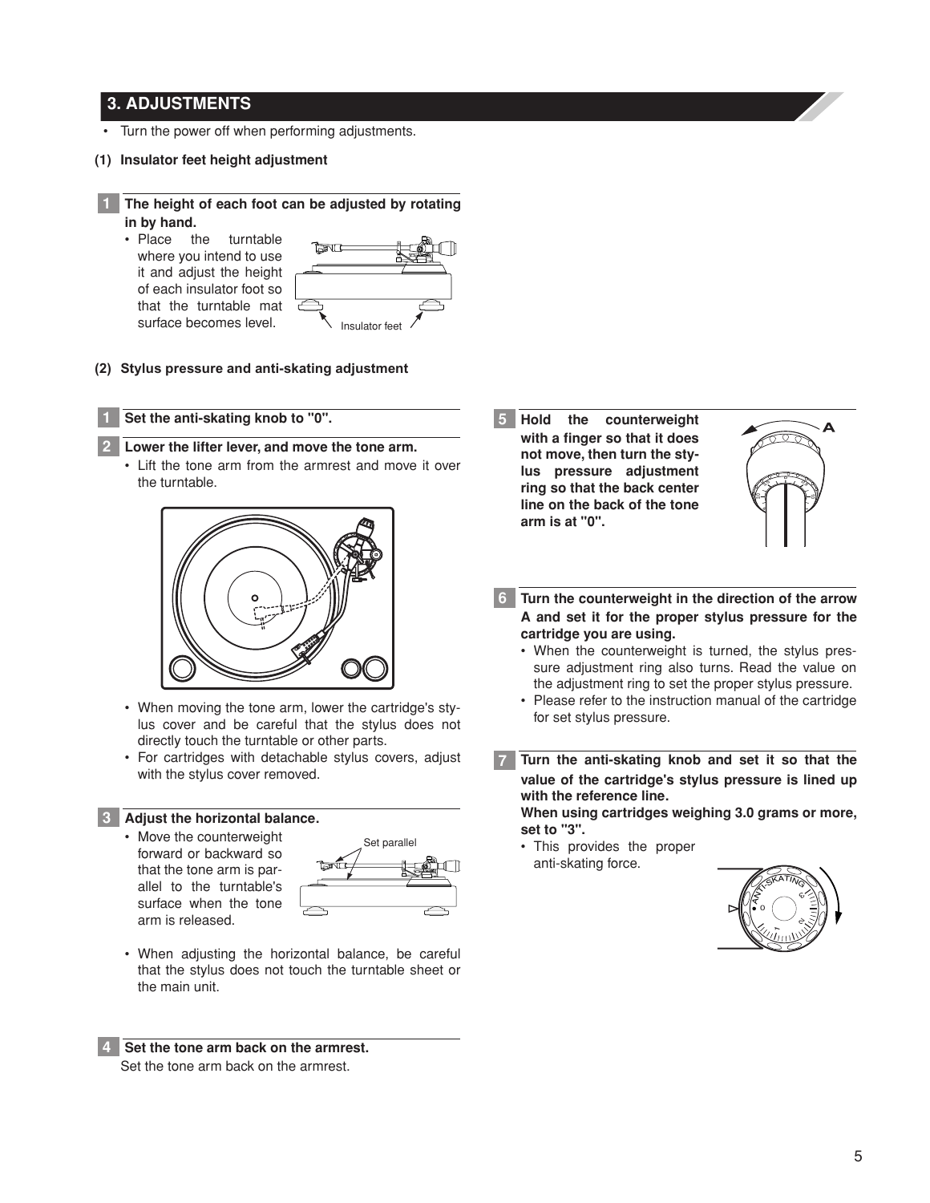## 3. ADJUSTMENTS

- Turn the power off when performing adjustments.

### (1) Insulator feet height adjustment

**1 The height of each foot can be adjusted by rotating in by hand.**

- Place the turntable where you intend to use it and adjust the height of each insulator foot so that the turntable mat surface becomes level.

Insulator feet

### (2) Stylus pressure and anti-skating adjustment

**1 Set the anti-skating knob to "0".**

**2 Lower the lifter lever, and move the tone arm.**

- Lift the tone arm from the armrest and move it over the turntable.
- When moving the tone arm, lower the cartridge's stylus cover and be careful that the stylus does not directly touch the turntable or other parts.
- For cartridges with detachable stylus covers, adjust with the stylus cover removed.

**3 Adjust the horizontal balance.**

- Move the counterweight forward or backward so that the tone arm is parallel to the turntable's surface when the tone arm is released.

Set parallel

- When adjusting the horizontal balance, be careful that the stylus does not touch the turntable sheet or the main unit.

**4 Set the tone arm back on the armrest.**

Set the tone arm back on the armrest.

**5 Hold the counterweight with a finger so that it does not move, then turn the stylus pressure adjustment ring so that the back center line on the back of the tone arm is at "0".**

**6 Turn the counterweight in the direction of the arrow A and set it for the proper stylus pressure for the cartridge you are using.**

- When the counterweight is turned, the stylus pressure adjustment ring also turns. Read the value on the adjustment ring to set the proper stylus pressure.
- Please refer to the instruction manual of the cartridge for set stylus pressure.

**7 Turn the anti-skating knob and set it so that the value of the cartridge's stylus pressure is lined up with the reference line.**
**When using cartridges weighing 3.0 grams or more, set to "3".**

- This provides the proper anti-skating force.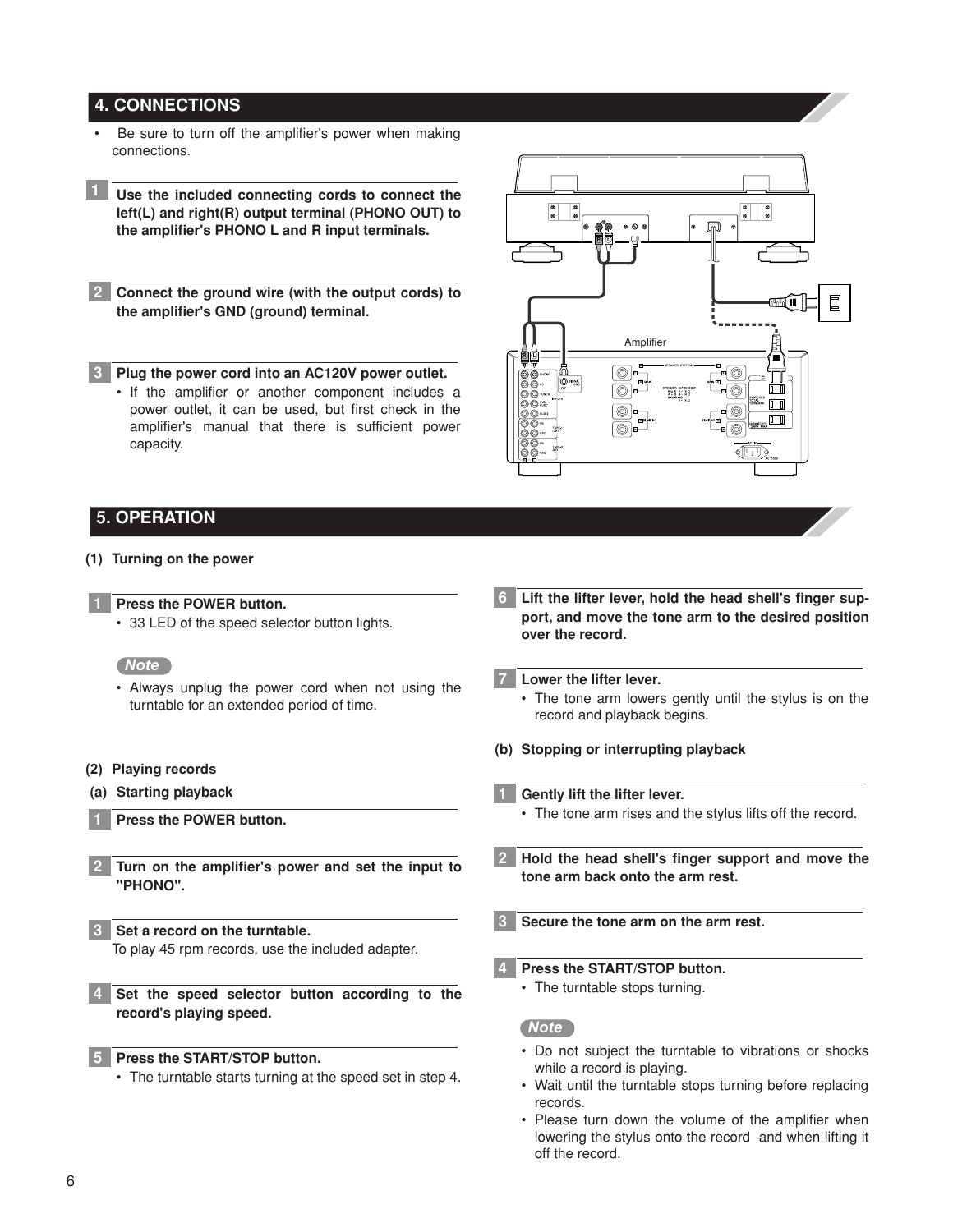## 4. CONNECTIONS

- Be sure to turn off the amplifier's power when making connections.

**1** **Use the included connecting cords to connect the left(L) and right(R) output terminal (PHONO OUT) to the amplifier's PHONO L and R input terminals.**

**2** **Connect the ground wire (with the output cords) to the amplifier's GND (ground) terminal.**

**3** **Plug the power cord into an AC120V power outlet.**
- If the amplifier or another component includes a power outlet, it can be used, but first check in the amplifier's manual that there is sufficient power capacity.

Amplifier

## 5. OPERATION

**(1) Turning on the power**

**1** **Press the POWER button.**
- 33 LED of the speed selector button lights.

*Note*
- Always unplug the power cord when not using the turntable for an extended period of time.

**(2) Playing records**

**(a) Starting playback**

**1** **Press the POWER button.**

**2** **Turn on the amplifier's power and set the input to "PHONO".**

**3** **Set a record on the turntable.**
To play 45 rpm records, use the included adapter.

**4** **Set the speed selector button according to the record's playing speed.**

**5** **Press the START/STOP button.**
- The turntable starts turning at the speed set in step 4.

**6** **Lift the lifter lever, hold the head shell's finger support, and move the tone arm to the desired position over the record.**

**7** **Lower the lifter lever.**
- The tone arm lowers gently until the stylus is on the record and playback begins.

**(b) Stopping or interrupting playback**

**1** **Gently lift the lifter lever.**
- The tone arm rises and the stylus lifts off the record.

**2** **Hold the head shell's finger support and move the tone arm back onto the arm rest.**

**3** **Secure the tone arm on the arm rest.**

**4** **Press the START/STOP button.**
- The turntable stops turning.

*Note*
- Do not subject the turntable to vibrations or shocks while a record is playing.
- Wait until the turntable stops turning before replacing records.
- Please turn down the volume of the amplifier when lowering the stylus onto the record and when lifting it off the record.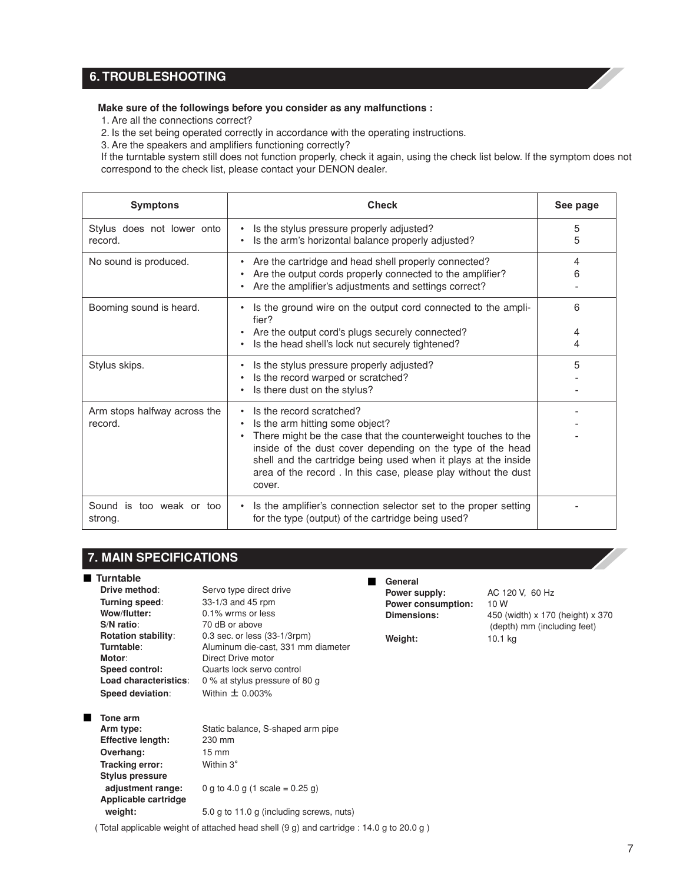## 6. TROUBLESHOOTING

**Make sure of the followings before you consider as any malfunctions :**

1. Are all the connections correct?
2. Is the set being operated correctly in accordance with the operating instructions.
3. Are the speakers and amplifiers functioning correctly?

If the turntable system still does not function properly, check it again, using the check list below. If the symptom does not correspond to the check list, please contact your DENON dealer.

| Symptons | Check | See page |
|---|---|---|
| Stylus does not lower onto record. | • Is the stylus pressure properly adjusted?<br>• Is the arm's horizontal balance properly adjusted? | 5<br>5 |
| No sound is produced. | • Are the cartridge and head shell properly connected?<br>• Are the output cords properly connected to the amplifier?<br>• Are the amplifier's adjustments and settings correct? | 4<br>6<br>- |
| Booming sound is heard. | • Is the ground wire on the output cord connected to the amplifier?<br>• Are the output cord's plugs securely connected?<br>• Is the head shell's lock nut securely tightened? | 6<br>4<br>4 |
| Stylus skips. | • Is the stylus pressure properly adjusted?<br>• Is the record warped or scratched?<br>• Is there dust on the stylus? | 5<br>-<br>- |
| Arm stops halfway across the record. | • Is the record scratched?<br>• Is the arm hitting some object?<br>• There might be the case that the counterweight touches to the inside of the dust cover depending on the type of the head shell and the cartridge being used when it plays at the inside area of the record . In this case, please play without the dust cover. | -<br>-<br>- |
| Sound is too weak or too strong. | • Is the amplifier's connection selector set to the proper setting for the type (output) of the cartridge being used? | - |

## 7. MAIN SPECIFICATIONS

■ **Turntable**

**Drive method**: Servo type direct drive
**Turning speed**: 33-1/3 and 45 rpm
**Wow/flutter**: 0.1% wrms or less
**S/N ratio**: 70 dB or above
**Rotation stability**: 0.3 sec. or less (33-1/3rpm)
**Turntable**: Aluminum die-cast, 331 mm diameter
**Motor**: Direct Drive motor
**Speed control:** Quarts lock servo control
**Load characteristics**: 0 % at stylus pressure of 80 g
**Speed deviation**: Within ± 0.003%

■ **Tone arm**

**Arm type:** Static balance, S-shaped arm pipe
**Effective length:** 230 mm
**Overhang:** 15 mm
**Tracking error:** Within 3°
**Stylus pressure adjustment range:** 0 g to 4.0 g (1 scale = 0.25 g)
**Applicable cartridge weight:** 5.0 g to 11.0 g (including screws, nuts)

( Total applicable weight of attached head shell (9 g) and cartridge : 14.0 g to 20.0 g )

■ **General**

**Power supply:** AC 120 V, 60 Hz
**Power consumption:** 10 W
**Dimensions:** 450 (width) x 170 (height) x 370 (depth) mm (including feet)
**Weight:** 10.1 kg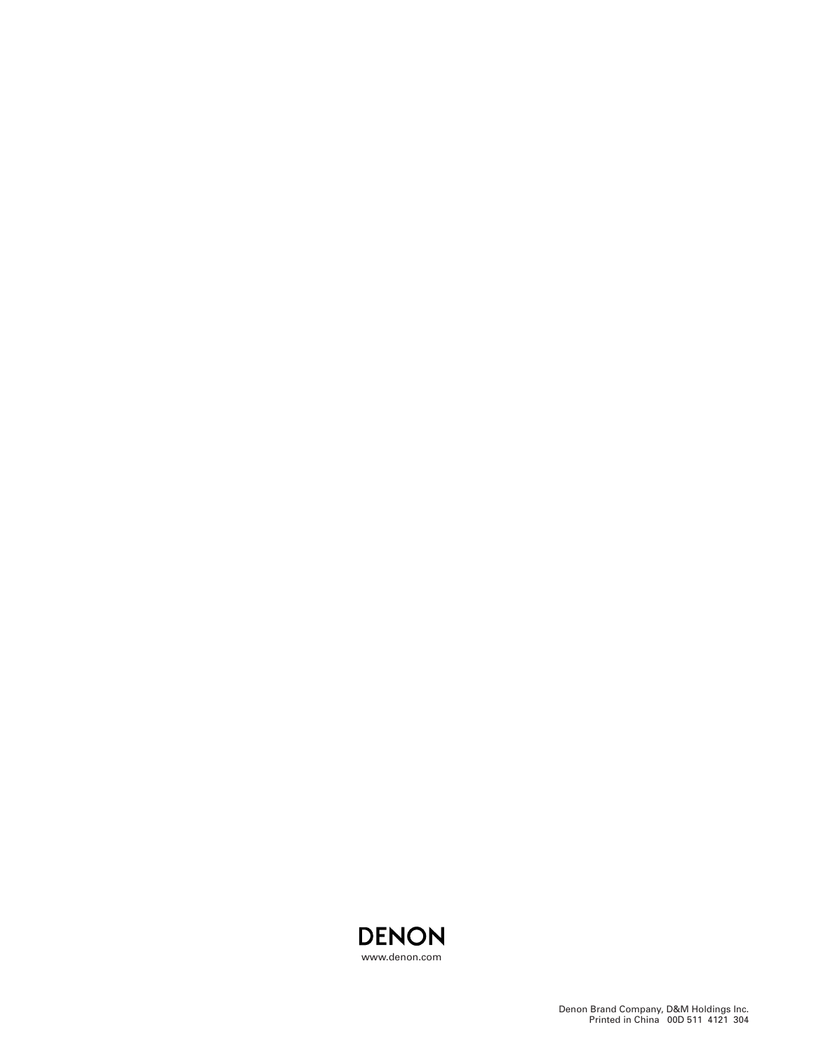DENON

www.denon.com

Denon Brand Company, D&M Holdings Inc.
Printed in China 00D 511 4121 304